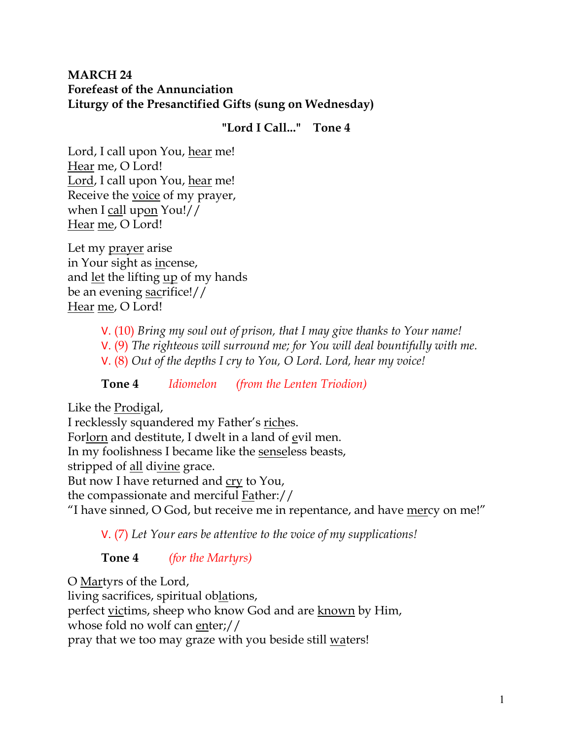**MARCH 24**
**Forefeast of the Annunciation**
**Liturgy of the Presanctified Gifts (sung on Wednesday)**

**"Lord I Call..."   Tone 4**

Lord, I call upon You, hear me!
Hear me, O Lord!
Lord, I call upon You, hear me!
Receive the voice of my prayer,
when I call upon You!//
Hear me, O Lord!

Let my prayer arise
in Your sight as incense,
and let the lifting up of my hands
be an evening sacrifice!//
Hear me, O Lord!

V. (10) *Bring my soul out of prison, that I may give thanks to Your name!*
V. (9) *The righteous will surround me; for You will deal bountifully with me.*
V. (8) *Out of the depths I cry to You, O Lord. Lord, hear my voice!*

**Tone 4** *Idiomelon* *(from the Lenten Triodion)*

Like the Prodigal,
I recklessly squandered my Father's riches.
Forlorn and destitute, I dwelt in a land of evil men.
In my foolishness I became like the senseless beasts,
stripped of all divine grace.
But now I have returned and cry to You,
the compassionate and merciful Father://
"I have sinned, O God, but receive me in repentance, and have mercy on me!"

V. (7) *Let Your ears be attentive to the voice of my supplications!*

**Tone 4** *(for the Martyrs)*

O Martyrs of the Lord,
living sacrifices, spiritual oblations,
perfect victims, sheep who know God and are known by Him,
whose fold no wolf can enter;//
pray that we too may graze with you beside still waters!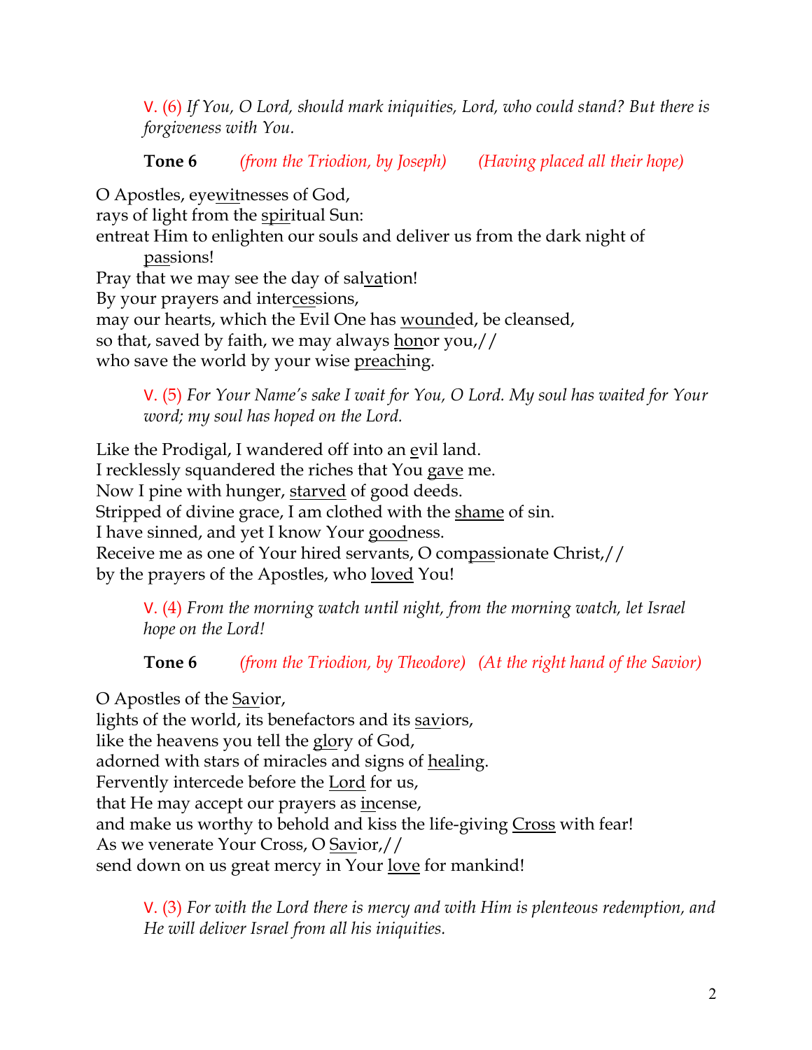V. (6) *If You, O Lord, should mark iniquities, Lord, who could stand? But there is forgiveness with You.*

**Tone 6** *(from the Triodion, by Joseph)* *(Having placed all their hope)*

O Apostles, eyewitnesses of God,
rays of light from the spiritual Sun:
entreat Him to enlighten our souls and deliver us from the dark night of passions!
Pray that we may see the day of salvation!
By your prayers and intercessions,
may our hearts, which the Evil One has wounded, be cleansed,
so that, saved by faith, we may always honor you,//
who save the world by your wise preaching.

V. (5) *For Your Name's sake I wait for You, O Lord. My soul has waited for Your word; my soul has hoped on the Lord.*

Like the Prodigal, I wandered off into an evil land.
I recklessly squandered the riches that You gave me.
Now I pine with hunger, starved of good deeds.
Stripped of divine grace, I am clothed with the shame of sin.
I have sinned, and yet I know Your goodness.
Receive me as one of Your hired servants, O compassionate Christ,//
by the prayers of the Apostles, who loved You!

V. (4) *From the morning watch until night, from the morning watch, let Israel hope on the Lord!*

**Tone 6** *(from the Triodion, by Theodore)* *(At the right hand of the Savior)*

O Apostles of the Savior,
lights of the world, its benefactors and its saviors,
like the heavens you tell the glory of God,
adorned with stars of miracles and signs of healing.
Fervently intercede before the Lord for us,
that He may accept our prayers as incense,
and make us worthy to behold and kiss the life-giving Cross with fear!
As we venerate Your Cross, O Savior,//
send down on us great mercy in Your love for mankind!

V. (3) *For with the Lord there is mercy and with Him is plenteous redemption, and He will deliver Israel from all his iniquities.*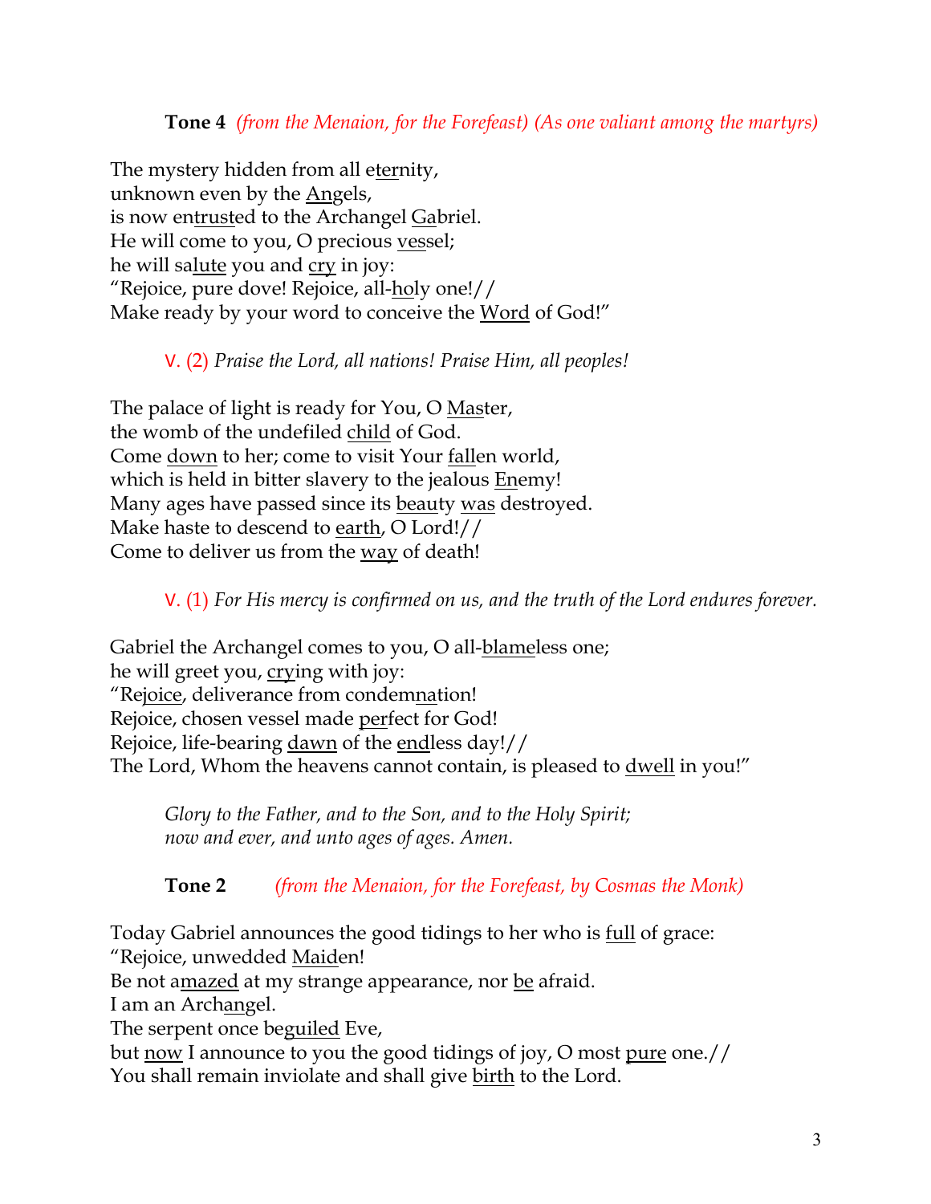**Tone 4** *(from the Menaion, for the Forefeast) (As one valiant among the martyrs)*

The mystery hidden from all eternity,
unknown even by the Angels,
is now entrusted to the Archangel Gabriel.
He will come to you, O precious vessel;
he will salute you and cry in joy:
"Rejoice, pure dove! Rejoice, all-holy one!//
Make ready by your word to conceive the Word of God!"

V. (2) *Praise the Lord, all nations! Praise Him, all peoples!*

The palace of light is ready for You, O Master,
the womb of the undefiled child of God.
Come down to her; come to visit Your fallen world,
which is held in bitter slavery to the jealous Enemy!
Many ages have passed since its beauty was destroyed.
Make haste to descend to earth, O Lord!//
Come to deliver us from the way of death!

V. (1) *For His mercy is confirmed on us, and the truth of the Lord endures forever.*

Gabriel the Archangel comes to you, O all-blameless one;
he will greet you, crying with joy:
"Rejoice, deliverance from condemnation!
Rejoice, chosen vessel made perfect for God!
Rejoice, life-bearing dawn of the endless day!//
The Lord, Whom the heavens cannot contain, is pleased to dwell in you!"

*Glory to the Father, and to the Son, and to the Holy Spirit;*
*now and ever, and unto ages of ages. Amen.*

**Tone 2** *(from the Menaion, for the Forefeast, by Cosmas the Monk)*

Today Gabriel announces the good tidings to her who is full of grace:
"Rejoice, unwedded Maiden!
Be not amazed at my strange appearance, nor be afraid.
I am an Archangel.
The serpent once beguiled Eve,
but now I announce to you the good tidings of joy, O most pure one.//
You shall remain inviolate and shall give birth to the Lord.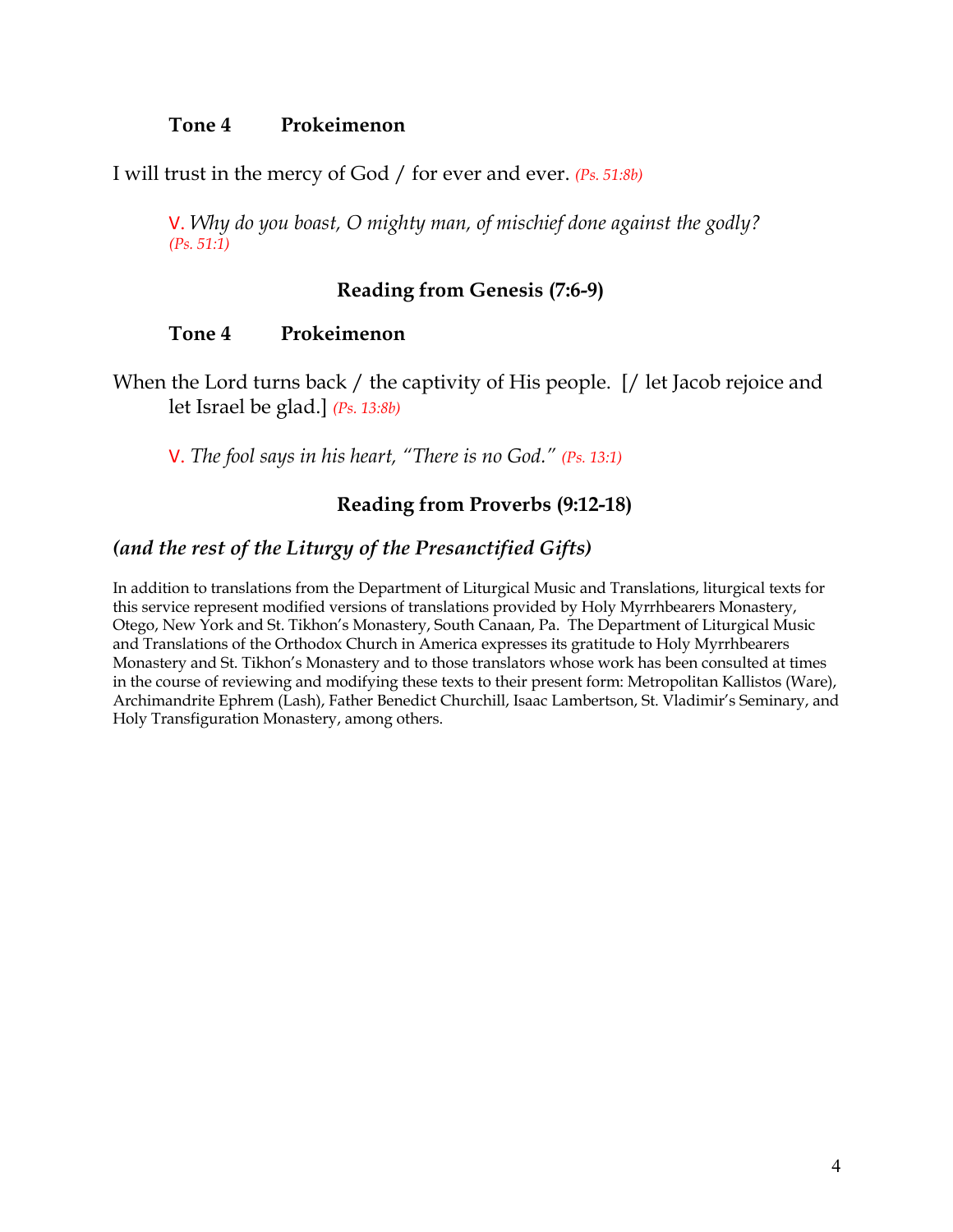**Tone 4 Prokeimenon**

I will trust in the mercy of God / for ever and ever. *(Ps. 51:8b)*

> V. *Why do you boast, O mighty man, of mischief done against the godly?* *(Ps. 51:1)*

## Reading from Genesis (7:6-9)

**Tone 4 Prokeimenon**

When the Lord turns back / the captivity of His people. [/ let Jacob rejoice and let Israel be glad.] *(Ps. 13:8b)*

> V. *The fool says in his heart, "There is no God."* *(Ps. 13:1)*

## Reading from Proverbs (9:12-18)

***(and the rest of the Liturgy of the Presanctified Gifts)***

In addition to translations from the Department of Liturgical Music and Translations, liturgical texts for this service represent modified versions of translations provided by Holy Myrrhbearers Monastery, Otego, New York and St. Tikhon's Monastery, South Canaan, Pa. The Department of Liturgical Music and Translations of the Orthodox Church in America expresses its gratitude to Holy Myrrhbearers Monastery and St. Tikhon's Monastery and to those translators whose work has been consulted at times in the course of reviewing and modifying these texts to their present form: Metropolitan Kallistos (Ware), Archimandrite Ephrem (Lash), Father Benedict Churchill, Isaac Lambertson, St. Vladimir's Seminary, and Holy Transfiguration Monastery, among others.